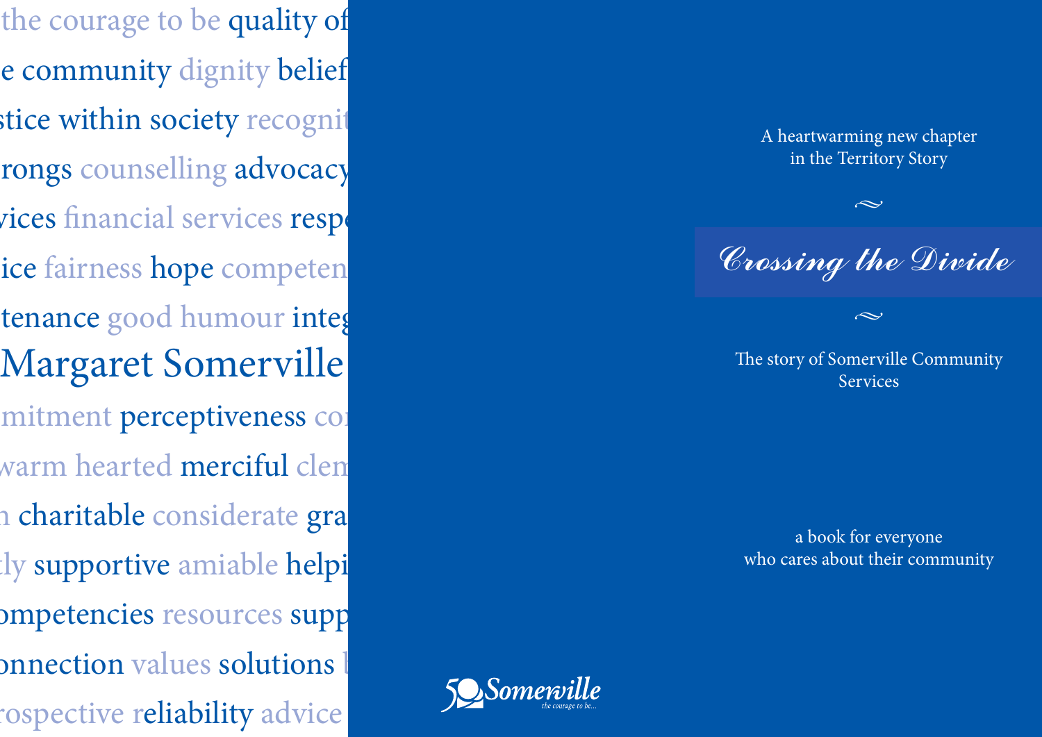the courage to be quality of

e community dignity belief

stice within society recognit

rongs counselling advocacy

vices financial services respe

ice fairness hope competen

tenance good humour integ

Margaret Somerville

mitment perceptiveness co

warm hearted merciful clem

n charitable considerate gra

tly supportive amiable helpi

ompetencies resources supp

onnection values solutions

rospective reliability advice

A heartwarming new chapter
in the Territory Story

# *Crossing the Divide*

The story of Somerville Community Services

a book for everyone
who cares about their community

50 Somerville
the courage to be...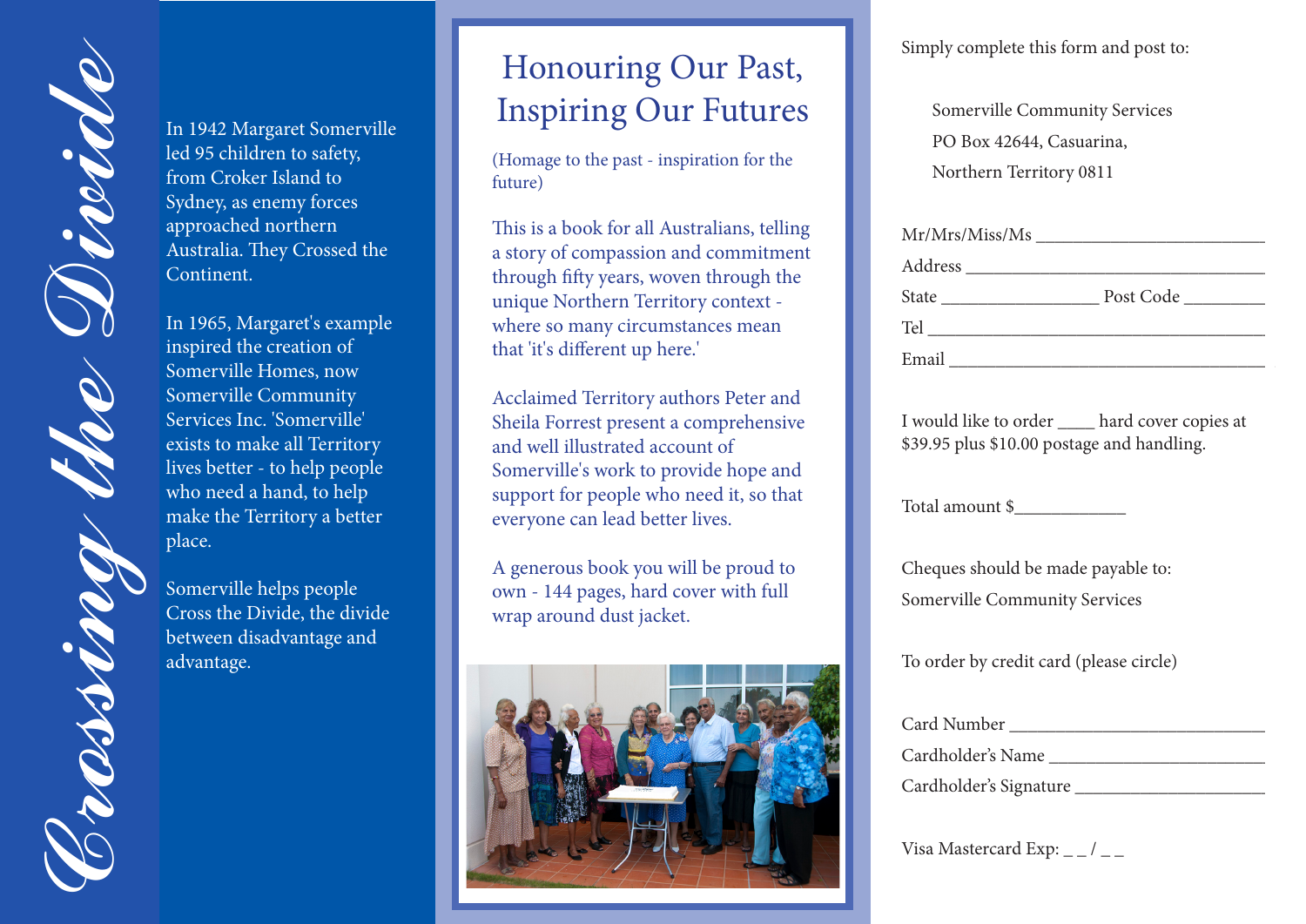# Crossing the Divide

In 1942 Margaret Somerville led 95 children to safety, from Croker Island to Sydney, as enemy forces approached northern Australia. They Crossed the Continent.

In 1965, Margaret's example inspired the creation of Somerville Homes, now Somerville Community Services Inc. 'Somerville' exists to make all Territory lives better - to help people who need a hand, to help make the Territory a better place.

Somerville helps people Cross the Divide, the divide between disadvantage and advantage.

## Honouring Our Past, Inspiring Our Futures

(Homage to the past - inspiration for the future)

This is a book for all Australians, telling a story of compassion and commitment through fifty years, woven through the unique Northern Territory context - where so many circumstances mean that 'it's different up here.'

Acclaimed Territory authors Peter and Sheila Forrest present a comprehensive and well illustrated account of Somerville's work to provide hope and support for people who need it, so that everyone can lead better lives.

A generous book you will be proud to own - 144 pages, hard cover with full wrap around dust jacket.

Simply complete this form and post to:

Somerville Community Services
PO Box 42644, Casuarina,
Northern Territory 0811

Mr/Mrs/Miss/Ms ____________________________

Address ____________________________

State ____________________ Post Code __________

Tel ____________________________

Email ____________________________

I would like to order ____ hard cover copies at $39.95 plus $10.00 postage and handling.

Total amount $_____________

Cheques should be made payable to:
Somerville Community Services

To order by credit card (please circle)

Card Number ____________________________

Cardholder's Name ____________________________

Cardholder's Signature ____________________________

Visa Mastercard Exp: _ _ / _ _